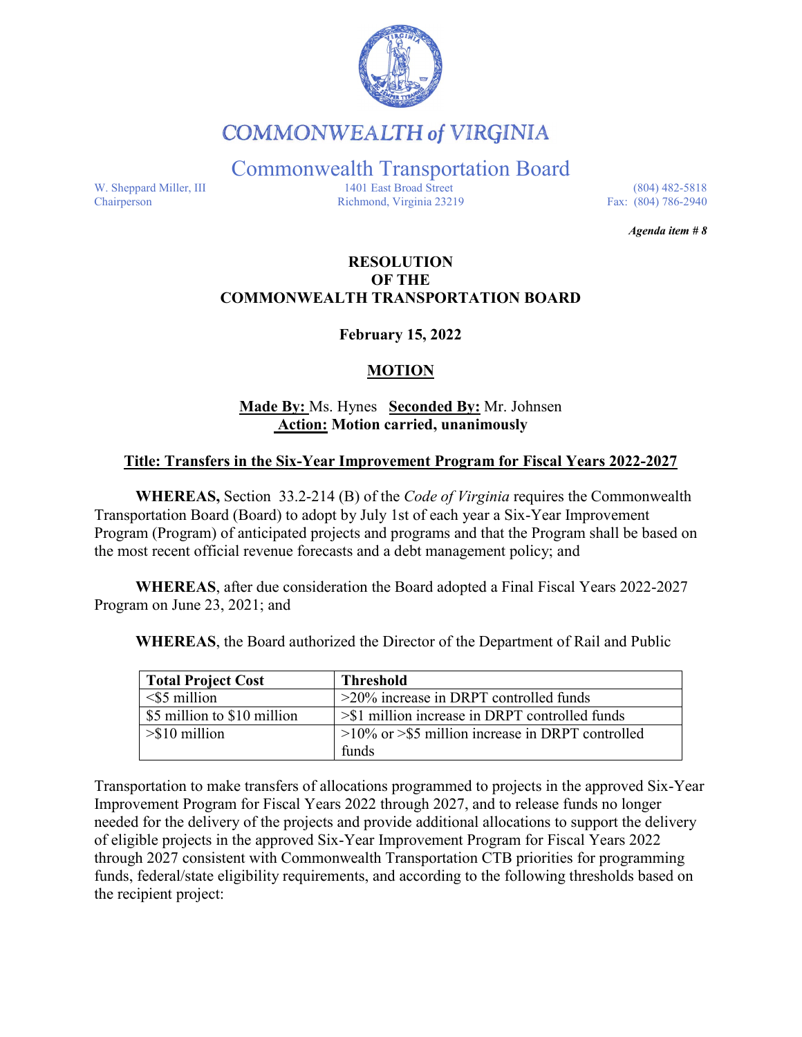# COMMONWEALTH of VIRGINIA

## Commonwealth Transportation Board

W. Sheppard Miller, III
Chairperson

1401 East Broad Street
Richmond, Virginia 23219

(804) 482-5818
Fax: (804) 786-2940

***Agenda item # 8***

**RESOLUTION**
**OF THE**
**COMMONWEALTH TRANSPORTATION BOARD**

**February 15, 2022**

**MOTION**

**Made By:** Ms. Hynes **Seconded By:** Mr. Johnsen
**Action: Motion carried, unanimously**

**Title: Transfers in the Six-Year Improvement Program for Fiscal Years 2022-2027**

**WHEREAS,** Section 33.2-214 (B) of the *Code of Virginia* requires the Commonwealth Transportation Board (Board) to adopt by July 1st of each year a Six-Year Improvement Program (Program) of anticipated projects and programs and that the Program shall be based on the most recent official revenue forecasts and a debt management policy; and

**WHEREAS**, after due consideration the Board adopted a Final Fiscal Years 2022-2027 Program on June 23, 2021; and

**WHEREAS**, the Board authorized the Director of the Department of Rail and Public Transportation to make transfers of allocations programmed to projects in the approved Six-Year Improvement Program for Fiscal Years 2022 through 2027, and to release funds no longer needed for the delivery of the projects and provide additional allocations to support the delivery of eligible projects in the approved Six-Year Improvement Program for Fiscal Years 2022 through 2027 consistent with Commonwealth Transportation CTB priorities for programming funds, federal/state eligibility requirements, and according to the following thresholds based on the recipient project:

| Total Project Cost | Threshold |
|---|---|
| <$5 million | >20% increase in DRPT controlled funds |
| $5 million to $10 million | >$1 million increase in DRPT controlled funds |
| >$10 million | >10% or >$5 million increase in DRPT controlled funds |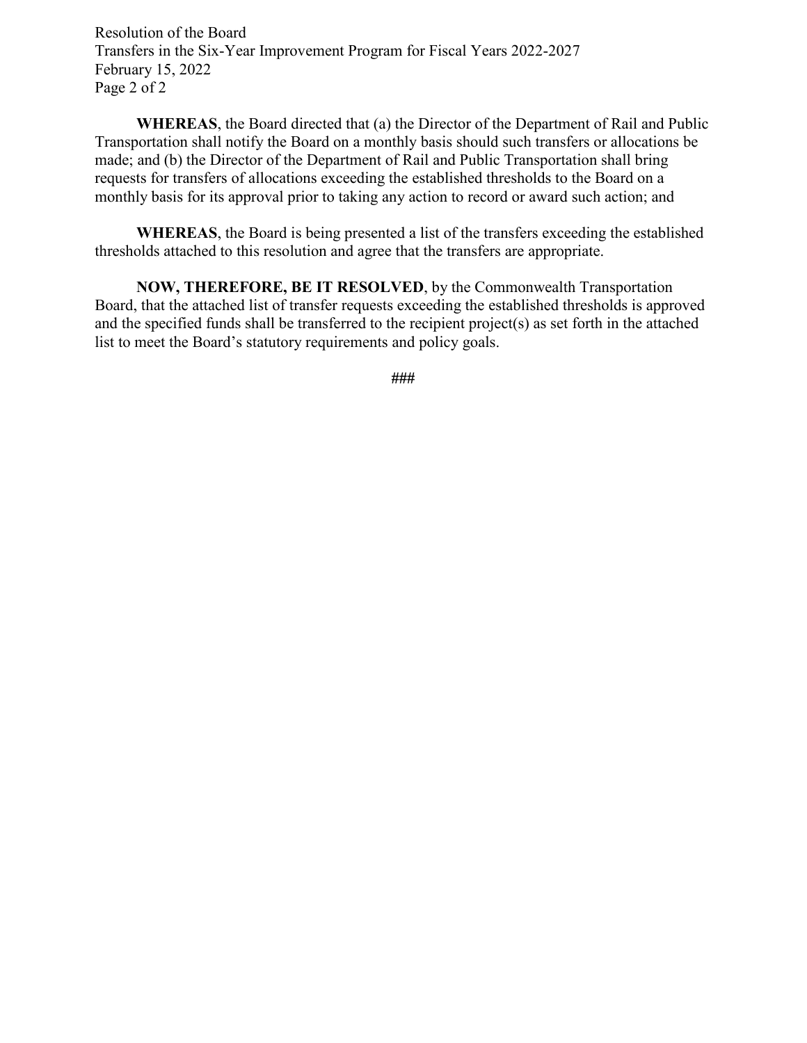**WHEREAS**, the Board directed that (a) the Director of the Department of Rail and Public Transportation shall notify the Board on a monthly basis should such transfers or allocations be made; and (b) the Director of the Department of Rail and Public Transportation shall bring requests for transfers of allocations exceeding the established thresholds to the Board on a monthly basis for its approval prior to taking any action to record or award such action; and

**WHEREAS**, the Board is being presented a list of the transfers exceeding the established thresholds attached to this resolution and agree that the transfers are appropriate.

**NOW, THEREFORE, BE IT RESOLVED**, by the Commonwealth Transportation Board, that the attached list of transfer requests exceeding the established thresholds is approved and the specified funds shall be transferred to the recipient project(s) as set forth in the attached list to meet the Board's statutory requirements and policy goals.

###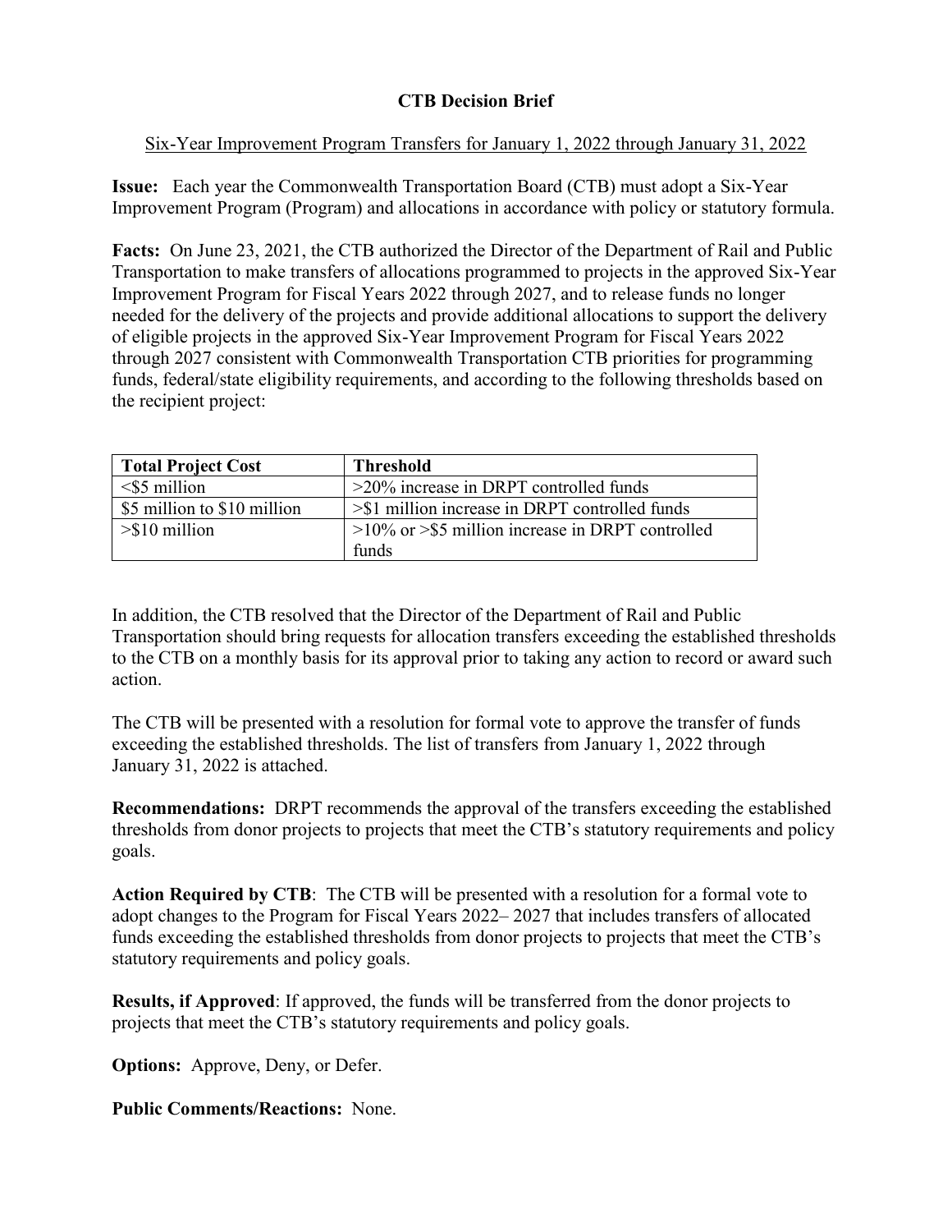**CTB Decision Brief**

Six-Year Improvement Program Transfers for January 1, 2022 through January 31, 2022

**Issue:** Each year the Commonwealth Transportation Board (CTB) must adopt a Six-Year Improvement Program (Program) and allocations in accordance with policy or statutory formula.

**Facts:** On June 23, 2021, the CTB authorized the Director of the Department of Rail and Public Transportation to make transfers of allocations programmed to projects in the approved Six-Year Improvement Program for Fiscal Years 2022 through 2027, and to release funds no longer needed for the delivery of the projects and provide additional allocations to support the delivery of eligible projects in the approved Six-Year Improvement Program for Fiscal Years 2022 through 2027 consistent with Commonwealth Transportation CTB priorities for programming funds, federal/state eligibility requirements, and according to the following thresholds based on the recipient project:

| Total Project Cost | Threshold |
|---|---|
| <$5 million | >20% increase in DRPT controlled funds |
| $5 million to $10 million | >$1 million increase in DRPT controlled funds |
| >$10 million | >10% or >$5 million increase in DRPT controlled funds |

In addition, the CTB resolved that the Director of the Department of Rail and Public Transportation should bring requests for allocation transfers exceeding the established thresholds to the CTB on a monthly basis for its approval prior to taking any action to record or award such action.

The CTB will be presented with a resolution for formal vote to approve the transfer of funds exceeding the established thresholds. The list of transfers from January 1, 2022 through January 31, 2022 is attached.

**Recommendations:** DRPT recommends the approval of the transfers exceeding the established thresholds from donor projects to projects that meet the CTB's statutory requirements and policy goals.

**Action Required by CTB**: The CTB will be presented with a resolution for a formal vote to adopt changes to the Program for Fiscal Years 2022– 2027 that includes transfers of allocated funds exceeding the established thresholds from donor projects to projects that meet the CTB's statutory requirements and policy goals.

**Results, if Approved**: If approved, the funds will be transferred from the donor projects to projects that meet the CTB's statutory requirements and policy goals.

**Options:** Approve, Deny, or Defer.

**Public Comments/Reactions:** None.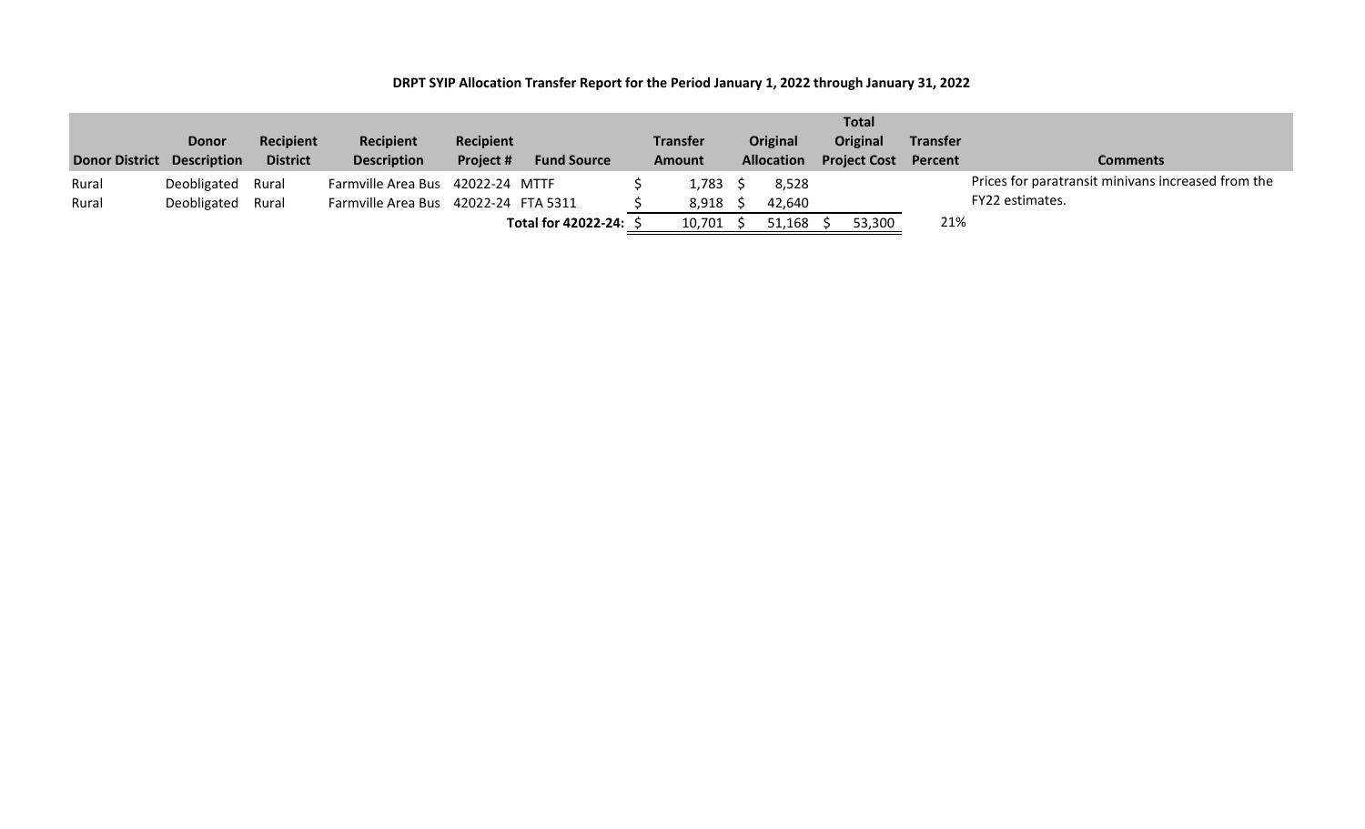**DRPT SYIP Allocation Transfer Report for the Period January 1, 2022 through January 31, 2022**

| Donor District | Donor Description | Recipient District | Recipient Description | Recipient Project # | Fund Source | Transfer Amount | Original Allocation | Total Original Project Cost | Transfer Percent | Comments |
|---|---|---|---|---|---|---|---|---|---|---|
| Rural | Deobligated | Rural | Farmville Area Bus | 42022-24 | MTTF | $ 1,783 | $ 8,528 | | | Prices for paratransit minivans increased from the FY22 estimates. |
| Rural | Deobligated | Rural | Farmville Area Bus | 42022-24 | FTA 5311 | $ 8,918 | $ 42,640 | | | |
| | | | | | **Total for 42022-24:** | $ 10,701 | $ 51,168 | $ 53,300 | 21% | |